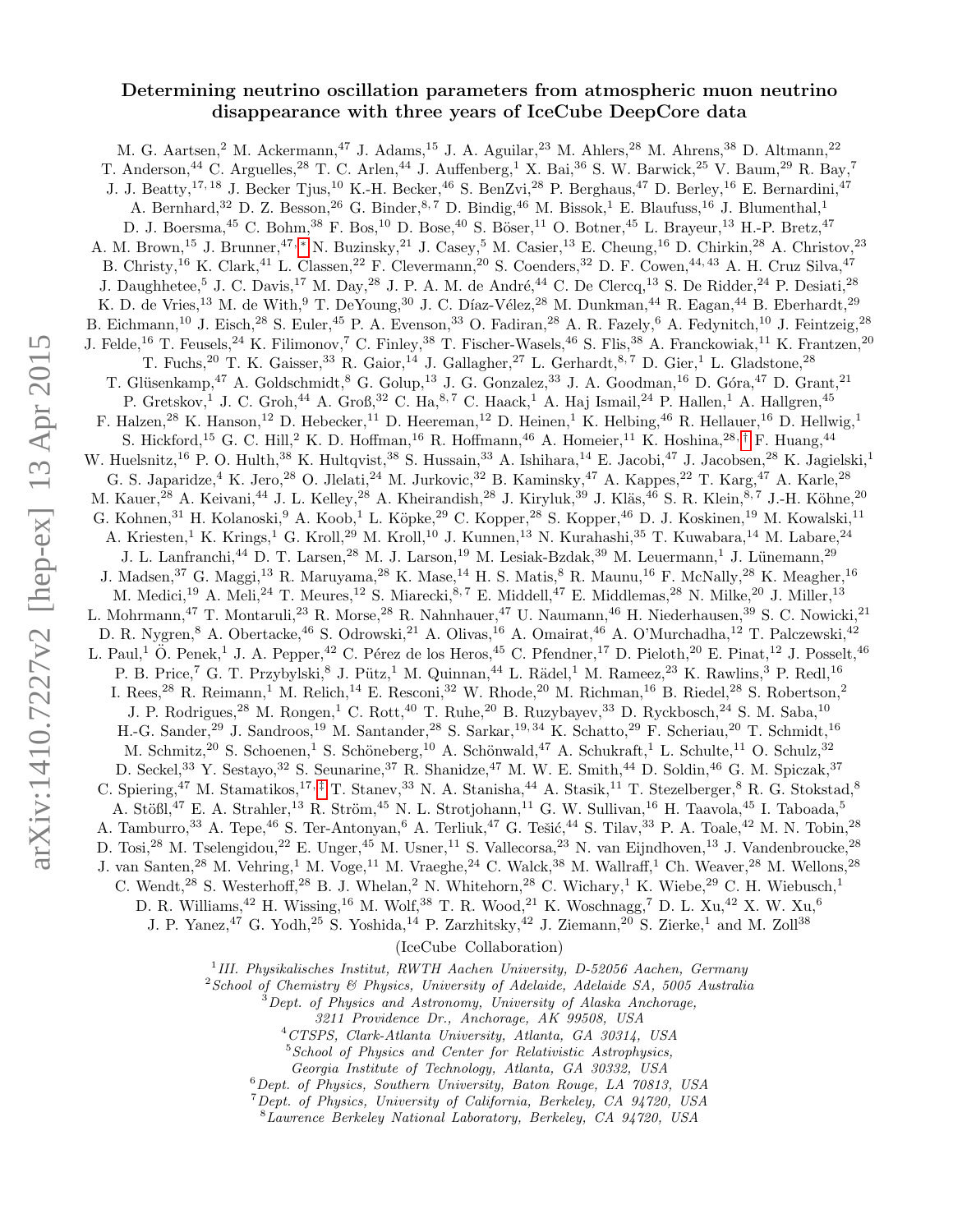# Determining neutrino oscillation parameters from atmospheric muon neutrino disappearance with three years of IceCube DeepCore data

M. G. Aartsen,[2] M. Ackermann,[47] J. Adams,[15] J. A. Aguilar,[23] M. Ahlers,[28] M. Ahrens,[38] D. Altmann,[22] T. Anderson,[44] C. Arguelles,[28] T. C. Arlen,[44] J. Auffenberg,[1] X. Bai,[36] S. W. Barwick,[25] V. Baum,[29] R. Bay,[7] J. J. Beatty,[17,18] J. Becker Tjus,[10] K.-H. Becker,[46] S. BenZvi,[28] P. Berghaus,[47] D. Berley,[16] E. Bernardini,[47] A. Bernhard,[32] D. Z. Besson,[26] G. Binder,[8,7] D. Bindig,[46] M. Bissok,[1] E. Blaufuss,[16] J. Blumenthal,[1] D. J. Boersma,[45] C. Bohm,[38] F. Bos,[10] D. Bose,[40] S. Böser,[11] O. Botner,[45] L. Brayeur,[13] H.-P. Bretz,[47] A. M. Brown,[15] J. Brunner,[47,*] N. Buzinsky,[21] J. Casey,[5] M. Casier,[13] E. Cheung,[16] D. Chirkin,[28] A. Christov,[23] B. Christy,[16] K. Clark,[41] L. Classen,[22] F. Clevermann,[20] S. Coenders,[32] D. F. Cowen,[44,43] A. H. Cruz Silva,[47] J. Daughhetee,[5] J. C. Davis,[17] M. Day,[28] J. P. A. M. de André,[44] C. De Clercq,[13] S. De Ridder,[24] P. Desiati,[28] K. D. de Vries,[13] M. de With,[9] T. DeYoung,[30] J. C. Díaz-Vélez,[28] M. Dunkman,[44] R. Eagan,[44] B. Eberhardt,[29] B. Eichmann,[10] J. Eisch,[28] S. Euler,[45] P. A. Evenson,[33] O. Fadiran,[28] A. R. Fazely,[6] A. Fedynitch,[10] J. Feintzeig,[28] J. Felde,[16] T. Feusels,[24] K. Filimonov,[7] C. Finley,[38] T. Fischer-Wasels,[46] S. Flis,[38] A. Franckowiak,[11] K. Frantzen,[20] T. Fuchs,[20] T. K. Gaisser,[33] R. Gaior,[14] J. Gallagher,[27] L. Gerhardt,[8,7] D. Gier,[1] L. Gladstone,[28] T. Glüsenkamp,[47] A. Goldschmidt,[8] G. Golup,[13] J. G. Gonzalez,[33] J. A. Goodman,[16] D. Góra,[47] D. Grant,[21] P. Gretskov,[1] J. C. Groh,[44] A. Groß,[32] C. Ha,[8,7] C. Haack,[1] A. Haj Ismail,[24] P. Hallen,[1] A. Hallgren,[45] F. Halzen,[28] K. Hanson,[12] D. Hebecker,[11] D. Heereman,[12] D. Heinen,[1] K. Helbing,[46] R. Hellauer,[16] D. Hellwig,[1] S. Hickford,[15] G. C. Hill,[2] K. D. Hoffman,[16] R. Hoffmann,[46] A. Homeier,[11] K. Hoshina,[28,†] F. Huang,[44] W. Huelsnitz,[16] P. O. Hulth,[38] K. Hultqvist,[38] S. Hussain,[33] A. Ishihara,[14] E. Jacobi,[47] J. Jacobsen,[28] K. Jagielski,[1] G. S. Japaridze,[4] K. Jero,[28] O. Jlelati,[24] M. Jurkovic,[32] B. Kaminsky,[47] A. Kappes,[22] T. Karg,[47] A. Karle,[28] M. Kauer,[28] A. Keivani,[44] J. L. Kelley,[28] A. Kheirandish,[28] J. Kiryluk,[39] J. Kläs,[46] S. R. Klein,[8,7] J.-H. Köhne,[20] G. Kohnen,[31] H. Kolanoski,[9] A. Koob,[1] L. Köpke,[29] C. Kopper,[28] S. Kopper,[46] D. J. Koskinen,[19] M. Kowalski,[11] A. Kriesten,[1] K. Krings,[1] G. Kroll,[29] M. Kroll,[10] J. Kunnen,[13] N. Kurahashi,[35] T. Kuwabara,[14] M. Labare,[24] J. L. Lanfranchi,[44] D. T. Larsen,[28] M. J. Larson,[19] M. Lesiak-Bzdak,[39] M. Leuermann,[1] J. Lünemann,[29] J. Madsen,[37] G. Maggi,[13] R. Maruyama,[28] K. Mase,[14] H. S. Matis,[8] R. Maunu,[16] F. McNally,[28] K. Meagher,[16] M. Medici,[19] A. Meli,[24] T. Meures,[12] S. Miarecki,[8,7] E. Middell,[47] E. Middlemas,[28] N. Milke,[20] J. Miller,[13] L. Mohrmann,[47] T. Montaruli,[23] R. Morse,[28] R. Nahnhauer,[47] U. Naumann,[46] H. Niederhausen,[39] S. C. Nowicki,[21] D. R. Nygren,[8] A. Obertacke,[46] S. Odrowski,[21] A. Olivas,[16] A. Omairat,[46] A. O'Murchadha,[12] T. Palczewski,[42] L. Paul,[1] Ö. Penek,[1] J. A. Pepper,[42] C. Pérez de los Heros,[45] C. Pfendner,[17] D. Pieloth,[20] E. Pinat,[12] J. Posselt,[46] P. B. Price,[7] G. T. Przybylski,[8] J. Pütz,[1] M. Quinnan,[44] L. Rädel,[1] M. Rameez,[23] K. Rawlins,[3] P. Redl,[16] I. Rees,[28] R. Reimann,[1] M. Relich,[14] E. Resconi,[32] W. Rhode,[20] M. Richman,[16] B. Riedel,[28] S. Robertson,[2] J. P. Rodrigues,[28] M. Rongen,[1] C. Rott,[40] T. Ruhe,[20] B. Ruzybayev,[33] D. Ryckbosch,[24] S. M. Saba,[10] H.-G. Sander,[29] J. Sandroos,[19] M. Santander,[28] S. Sarkar,[19,34] K. Schatto,[29] F. Scheriau,[20] T. Schmidt,[16] M. Schmitz,[20] S. Schoenen,[1] S. Schöneberg,[10] A. Schönwald,[47] A. Schukraft,[1] L. Schulte,[11] O. Schulz,[32] D. Seckel,[33] Y. Sestayo,[32] S. Seunarine,[37] R. Shanidze,[47] M. W. E. Smith,[44] D. Soldin,[46] G. M. Spiczak,[37] C. Spiering,[47] M. Stamatikos,[17,‡] T. Stanev,[33] N. A. Stanisha,[44] A. Stasik,[11] T. Stezelberger,[8] R. G. Stokstad,[8] A. Stößl,[47] E. A. Strahler,[13] R. Ström,[45] N. L. Strotjohann,[11] G. W. Sullivan,[16] H. Taavola,[45] I. Taboada,[5] A. Tamburro,[33] A. Tepe,[46] S. Ter-Antonyan,[6] A. Terliuk,[47] G. Tešić,[44] S. Tilav,[33] P. A. Toale,[42] M. N. Tobin,[28] D. Tosi,[28] M. Tselengidou,[22] E. Unger,[45] M. Usner,[11] S. Vallecorsa,[23] N. van Eijndhoven,[13] J. Vandenbroucke,[28] J. van Santen,[28] M. Vehring,[1] M. Voge,[11] M. Vraeghe,[24] C. Walck,[38] M. Wallraff,[1] Ch. Weaver,[28] M. Wellons,[28] C. Wendt,[28] S. Westerhoff,[28] B. J. Whelan,[2] N. Whitehorn,[28] C. Wichary,[1] K. Wiebe,[29] C. H. Wiebusch,[1] D. R. Williams,[42] H. Wissing,[16] M. Wolf,[38] T. R. Wood,[21] K. Woschnagg,[7] D. L. Xu,[42] X. W. Xu,[6] J. P. Yanez,[47] G. Yodh,[25] S. Yoshida,[14] P. Zarzhitsky,[42] J. Ziemann,[20] S. Zierke,[1] and M. Zoll[38]

(IceCube Collaboration)

[1] *III. Physikalisches Institut, RWTH Aachen University, D-52056 Aachen, Germany*
[2] *School of Chemistry & Physics, University of Adelaide, Adelaide SA, 5005 Australia*
[3] *Dept. of Physics and Astronomy, University of Alaska Anchorage, 3211 Providence Dr., Anchorage, AK 99508, USA*
[4] *CTSPS, Clark-Atlanta University, Atlanta, GA 30314, USA*
[5] *School of Physics and Center for Relativistic Astrophysics, Georgia Institute of Technology, Atlanta, GA 30332, USA*
[6] *Dept. of Physics, Southern University, Baton Rouge, LA 70813, USA*
[7] *Dept. of Physics, University of California, Berkeley, CA 94720, USA*
[8] *Lawrence Berkeley National Laboratory, Berkeley, CA 94720, USA*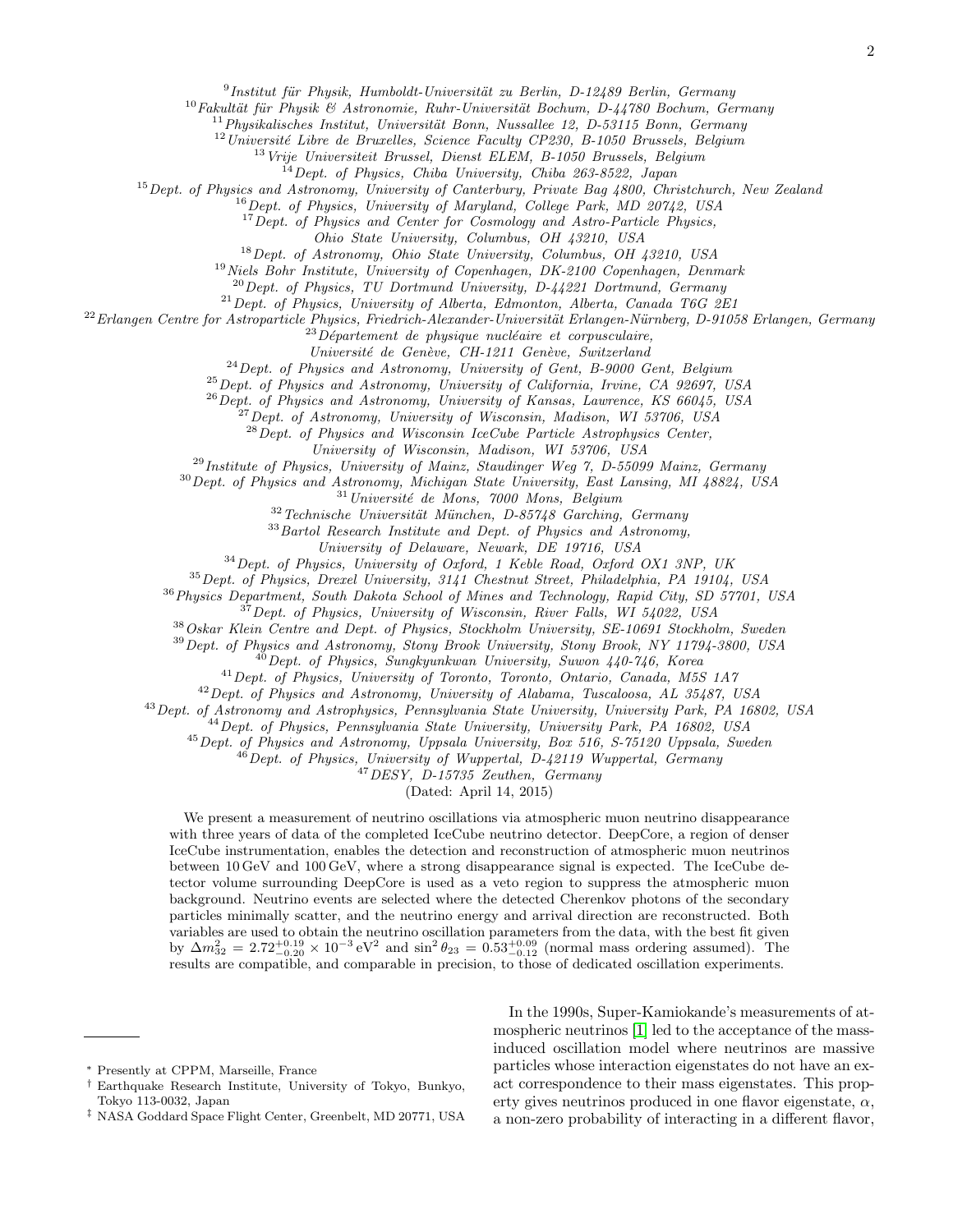[9] *Institut für Physik, Humboldt-Universität zu Berlin, D-12489 Berlin, Germany*
[10] *Fakultät für Physik & Astronomie, Ruhr-Universität Bochum, D-44780 Bochum, Germany*
[11] *Physikalisches Institut, Universität Bonn, Nussallee 12, D-53115 Bonn, Germany*
[12] *Université Libre de Bruxelles, Science Faculty CP230, B-1050 Brussels, Belgium*
[13] *Vrije Universiteit Brussel, Dienst ELEM, B-1050 Brussels, Belgium*
[14] *Dept. of Physics, Chiba University, Chiba 263-8522, Japan*
[15] *Dept. of Physics and Astronomy, University of Canterbury, Private Bag 4800, Christchurch, New Zealand*
[16] *Dept. of Physics, University of Maryland, College Park, MD 20742, USA*
[17] *Dept. of Physics and Center for Cosmology and Astro-Particle Physics, Ohio State University, Columbus, OH 43210, USA*
[18] *Dept. of Astronomy, Ohio State University, Columbus, OH 43210, USA*
[19] *Niels Bohr Institute, University of Copenhagen, DK-2100 Copenhagen, Denmark*
[20] *Dept. of Physics, TU Dortmund University, D-44221 Dortmund, Germany*
[21] *Dept. of Physics, University of Alberta, Edmonton, Alberta, Canada T6G 2E1*
[22] *Erlangen Centre for Astroparticle Physics, Friedrich-Alexander-Universität Erlangen-Nürnberg, D-91058 Erlangen, Germany*
[23] *Département de physique nucléaire et corpusculaire, Université de Genève, CH-1211 Genève, Switzerland*
[24] *Dept. of Physics and Astronomy, University of Gent, B-9000 Gent, Belgium*
[25] *Dept. of Physics and Astronomy, University of California, Irvine, CA 92697, USA*
[26] *Dept. of Physics and Astronomy, University of Kansas, Lawrence, KS 66045, USA*
[27] *Dept. of Astronomy, University of Wisconsin, Madison, WI 53706, USA*
[28] *Dept. of Physics and Wisconsin IceCube Particle Astrophysics Center, University of Wisconsin, Madison, WI 53706, USA*
[29] *Institute of Physics, University of Mainz, Staudinger Weg 7, D-55099 Mainz, Germany*
[30] *Dept. of Physics and Astronomy, Michigan State University, East Lansing, MI 48824, USA*
[31] *Université de Mons, 7000 Mons, Belgium*
[32] *Technische Universität München, D-85748 Garching, Germany*
[33] *Bartol Research Institute and Dept. of Physics and Astronomy, University of Delaware, Newark, DE 19716, USA*
[34] *Dept. of Physics, University of Oxford, 1 Keble Road, Oxford OX1 3NP, UK*
[35] *Dept. of Physics, Drexel University, 3141 Chestnut Street, Philadelphia, PA 19104, USA*
[36] *Physics Department, South Dakota School of Mines and Technology, Rapid City, SD 57701, USA*
[37] *Dept. of Physics, University of Wisconsin, River Falls, WI 54022, USA*
[38] *Oskar Klein Centre and Dept. of Physics, Stockholm University, SE-10691 Stockholm, Sweden*
[39] *Dept. of Physics and Astronomy, Stony Brook University, Stony Brook, NY 11794-3800, USA*
[40] *Dept. of Physics, Sungkyunkwan University, Suwon 440-746, Korea*
[41] *Dept. of Physics, University of Toronto, Toronto, Ontario, Canada, M5S 1A7*
[42] *Dept. of Physics and Astronomy, University of Alabama, Tuscaloosa, AL 35487, USA*
[43] *Dept. of Astronomy and Astrophysics, Pennsylvania State University, University Park, PA 16802, USA*
[44] *Dept. of Physics, Pennsylvania State University, University Park, PA 16802, USA*
[45] *Dept. of Physics and Astronomy, Uppsala University, Box 516, S-75120 Uppsala, Sweden*
[46] *Dept. of Physics, University of Wuppertal, D-42119 Wuppertal, Germany*
[47] *DESY, D-15735 Zeuthen, Germany*

(Dated: April 14, 2015)

We present a measurement of neutrino oscillations via atmospheric muon neutrino disappearance with three years of data of the completed IceCube neutrino detector. DeepCore, a region of denser IceCube instrumentation, enables the detection and reconstruction of atmospheric muon neutrinos between 10 GeV and 100 GeV, where a strong disappearance signal is expected. The IceCube detector volume surrounding DeepCore is used as a veto region to suppress the atmospheric muon background. Neutrino events are selected where the detected Cherenkov photons of the secondary particles minimally scatter, and the neutrino energy and arrival direction are reconstructed. Both variables are used to obtain the neutrino oscillation parameters from the data, with the best fit given by $\Delta m^2_{32} = 2.72^{+0.19}_{-0.20} \times 10^{-3}\,\mathrm{eV}^2$ and $\sin^2\theta_{23} = 0.53^{+0.09}_{-0.12}$ (normal mass ordering assumed). The results are compatible, and comparable in precision, to those of dedicated oscillation experiments.

In the 1990s, Super-Kamiokande's measurements of atmospheric neutrinos [1] led to the acceptance of the mass-induced oscillation model where neutrinos are massive particles whose interaction eigenstates do not have an exact correspondence to their mass eigenstates. This property gives neutrinos produced in one flavor eigenstate, $\alpha$, a non-zero probability of interacting in a different flavor,

---

[*] Presently at CPPM, Marseille, France

[†] Earthquake Research Institute, University of Tokyo, Bunkyo, Tokyo 113-0032, Japan

[‡] NASA Goddard Space Flight Center, Greenbelt, MD 20771, USA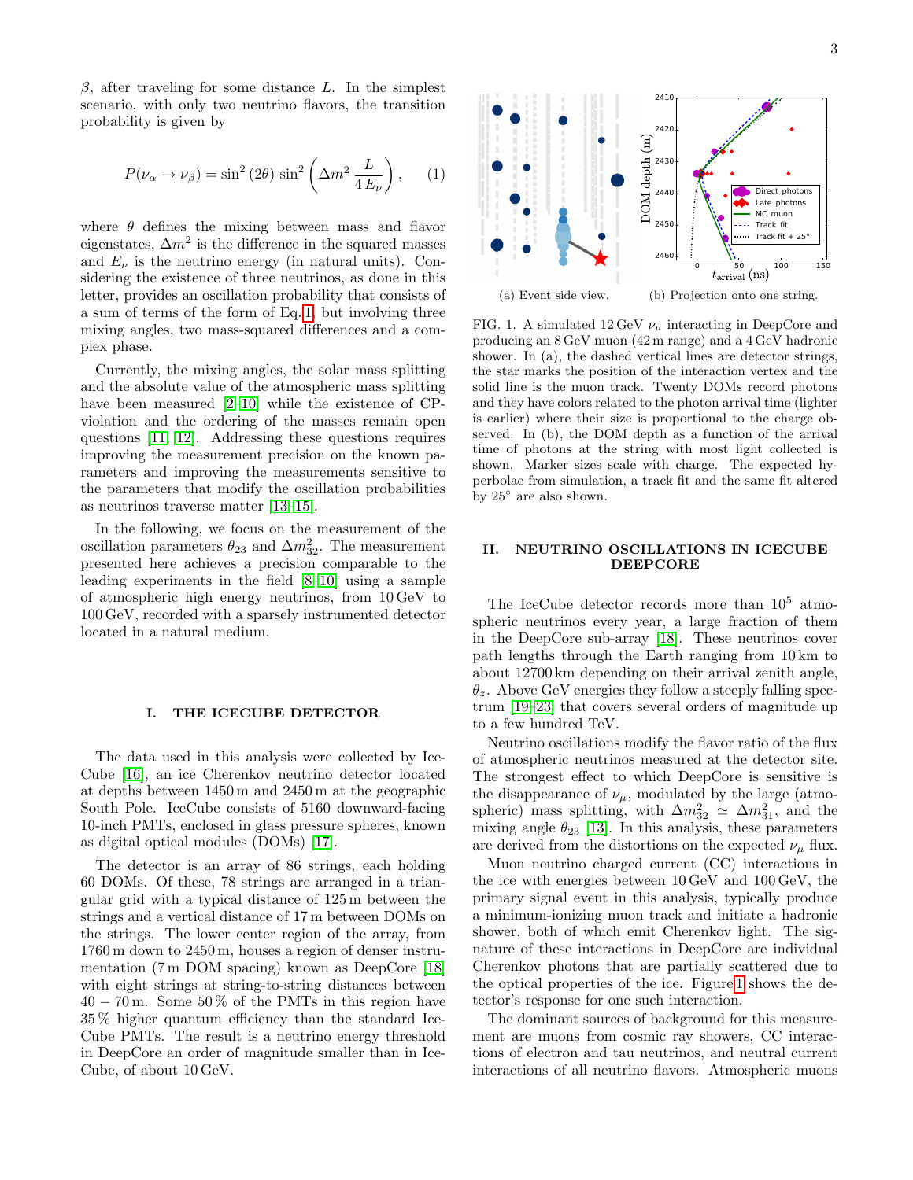$\beta$, after traveling for some distance $L$. In the simplest scenario, with only two neutrino flavors, the transition probability is given by

$$P(\nu_\alpha \to \nu_\beta) = \sin^2(2\theta)\,\sin^2\left(\Delta m^2 \frac{L}{4\,E_\nu}\right), \qquad (1)$$

where $\theta$ defines the mixing between mass and flavor eigenstates, $\Delta m^2$ is the difference in the squared masses and $E_\nu$ is the neutrino energy (in natural units). Considering the existence of three neutrinos, as done in this letter, provides an oscillation probability that consists of a sum of terms of the form of Eq. 1, but involving three mixing angles, two mass-squared differences and a complex phase.

Currently, the mixing angles, the solar mass splitting and the absolute value of the atmospheric mass splitting have been measured [2–10] while the existence of CP-violation and the ordering of the masses remain open questions [11, 12]. Addressing these questions requires improving the measurement precision on the known parameters and improving the measurements sensitive to the parameters that modify the oscillation probabilities as neutrinos traverse matter [13–15].

In the following, we focus on the measurement of the oscillation parameters $\theta_{23}$ and $\Delta m^2_{32}$. The measurement presented here achieves a precision comparable to the leading experiments in the field [8–10] using a sample of atmospheric high energy neutrinos, from 10 GeV to 100 GeV, recorded with a sparsely instrumented detector located in a natural medium.

## I. THE ICECUBE DETECTOR

The data used in this analysis were collected by IceCube [16], an ice Cherenkov neutrino detector located at depths between 1450 m and 2450 m at the geographic South Pole. IceCube consists of 5160 downward-facing 10-inch PMTs, enclosed in glass pressure spheres, known as digital optical modules (DOMs) [17].

The detector is an array of 86 strings, each holding 60 DOMs. Of these, 78 strings are arranged in a triangular grid with a typical distance of 125 m between the strings and a vertical distance of 17 m between DOMs on the strings. The lower center region of the array, from 1760 m down to 2450 m, houses a region of denser instrumentation (7 m DOM spacing) known as DeepCore [18] with eight strings at string-to-string distances between $40-70$ m. Some 50 % of the PMTs in this region have 35 % higher quantum efficiency than the standard IceCube PMTs. The result is a neutrino energy threshold in DeepCore an order of magnitude smaller than in IceCube, of about 10 GeV.

(a) Event side view. (b) Projection onto one string.

FIG. 1. A simulated 12 GeV $\nu_\mu$ interacting in DeepCore and producing an 8 GeV muon (42 m range) and a 4 GeV hadronic shower. In (a), the dashed vertical lines are detector strings, the star marks the position of the interaction vertex and the solid line is the muon track. Twenty DOMs record photons and they have colors related to the photon arrival time (lighter is earlier) where their size is proportional to the charge observed. In (b), the DOM depth as a function of the arrival time of photons at the string with most light collected is shown. Marker sizes scale with charge. The expected hyperbolae from simulation, a track fit and the same fit altered by 25° are also shown.

## II. NEUTRINO OSCILLATIONS IN ICECUBE DEEPCORE

The IceCube detector records more than $10^5$ atmospheric neutrinos every year, a large fraction of them in the DeepCore sub-array [18]. These neutrinos cover path lengths through the Earth ranging from 10 km to about 12700 km depending on their arrival zenith angle, $\theta_z$. Above GeV energies they follow a steeply falling spectrum [19–23] that covers several orders of magnitude up to a few hundred TeV.

Neutrino oscillations modify the flavor ratio of the flux of atmospheric neutrinos measured at the detector site. The strongest effect to which DeepCore is sensitive is the disappearance of $\nu_\mu$, modulated by the large (atmospheric) mass splitting, with $\Delta m^2_{32} \simeq \Delta m^2_{31}$, and the mixing angle $\theta_{23}$ [13]. In this analysis, these parameters are derived from the distortions on the expected $\nu_\mu$ flux.

Muon neutrino charged current (CC) interactions in the ice with energies between 10 GeV and 100 GeV, the primary signal event in this analysis, typically produce a minimum-ionizing muon track and initiate a hadronic shower, both of which emit Cherenkov light. The signature of these interactions in DeepCore are individual Cherenkov photons that are partially scattered due to the optical properties of the ice. Figure 1 shows the detector's response for one such interaction.

The dominant sources of background for this measurement are muons from cosmic ray showers, CC interactions of electron and tau neutrinos, and neutral current interactions of all neutrino flavors. Atmospheric muons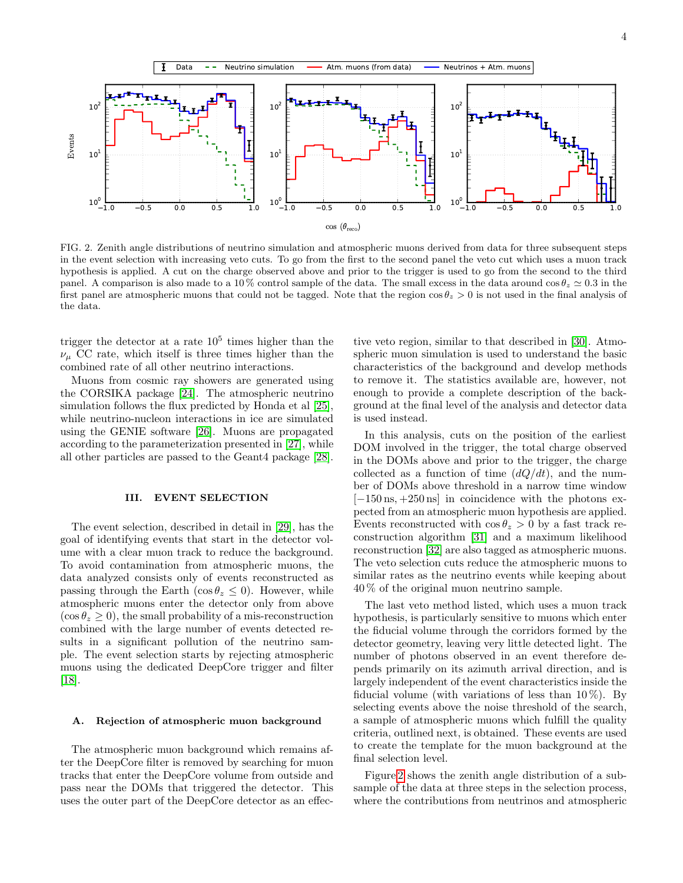FIG. 2. Zenith angle distributions of neutrino simulation and atmospheric muons derived from data for three subsequent steps in the event selection with increasing veto cuts. To go from the first to the second panel the veto cut which uses a muon track hypothesis is applied. A cut on the charge observed above and prior to the trigger is used to go from the second to the third panel. A comparison is also made to a 10 % control sample of the data. The small excess in the data around $\cos\theta_z \simeq 0.3$ in the first panel are atmospheric muons that could not be tagged. Note that the region $\cos\theta_z > 0$ is not used in the final analysis of the data.

trigger the detector at a rate $10^5$ times higher than the $\nu_\mu$ CC rate, which itself is three times higher than the combined rate of all other neutrino interactions.

Muons from cosmic ray showers are generated using the CORSIKA package [24]. The atmospheric neutrino simulation follows the flux predicted by Honda et al [25], while neutrino-nucleon interactions in ice are simulated using the GENIE software [26]. Muons are propagated according to the parameterization presented in [27], while all other particles are passed to the Geant4 package [28].

## III. EVENT SELECTION

The event selection, described in detail in [29], has the goal of identifying events that start in the detector volume with a clear muon track to reduce the background. To avoid contamination from atmospheric muons, the data analyzed consists only of events reconstructed as passing through the Earth ($\cos\theta_z \leq 0$). However, while atmospheric muons enter the detector only from above ($\cos\theta_z \geq 0$), the small probability of a mis-reconstruction combined with the large number of events detected results in a significant pollution of the neutrino sample. The event selection starts by rejecting atmospheric muons using the dedicated DeepCore trigger and filter [18].

### A. Rejection of atmospheric muon background

The atmospheric muon background which remains after the DeepCore filter is removed by searching for muon tracks that enter the DeepCore volume from outside and pass near the DOMs that triggered the detector. This uses the outer part of the DeepCore detector as an effective veto region, similar to that described in [30]. Atmospheric muon simulation is used to understand the basic characteristics of the background and develop methods to remove it. The statistics available are, however, not enough to provide a complete description of the background at the final level of the analysis and detector data is used instead.

In this analysis, cuts on the position of the earliest DOM involved in the trigger, the total charge observed in the DOMs above and prior to the trigger, the charge collected as a function of time ($dQ/dt$), and the number of DOMs above threshold in a narrow time window $[-150\,\text{ns}, +250\,\text{ns}]$ in coincidence with the photons expected from an atmospheric muon hypothesis are applied. Events reconstructed with $\cos\theta_z > 0$ by a fast track reconstruction algorithm [31] and a maximum likelihood reconstruction [32] are also tagged as atmospheric muons. The veto selection cuts reduce the atmospheric muons to similar rates as the neutrino events while keeping about 40 % of the original muon neutrino sample.

The last veto method listed, which uses a muon track hypothesis, is particularly sensitive to muons which enter the fiducial volume through the corridors formed by the detector geometry, leaving very little detected light. The number of photons observed in an event therefore depends primarily on its azimuth arrival direction, and is largely independent of the event characteristics inside the fiducial volume (with variations of less than 10 %). By selecting events above the noise threshold of the search, a sample of atmospheric muons which fulfill the quality criteria, outlined next, is obtained. These events are used to create the template for the muon background at the final selection level.

Figure 2 shows the zenith angle distribution of a subsample of the data at three steps in the selection process, where the contributions from neutrinos and atmospheric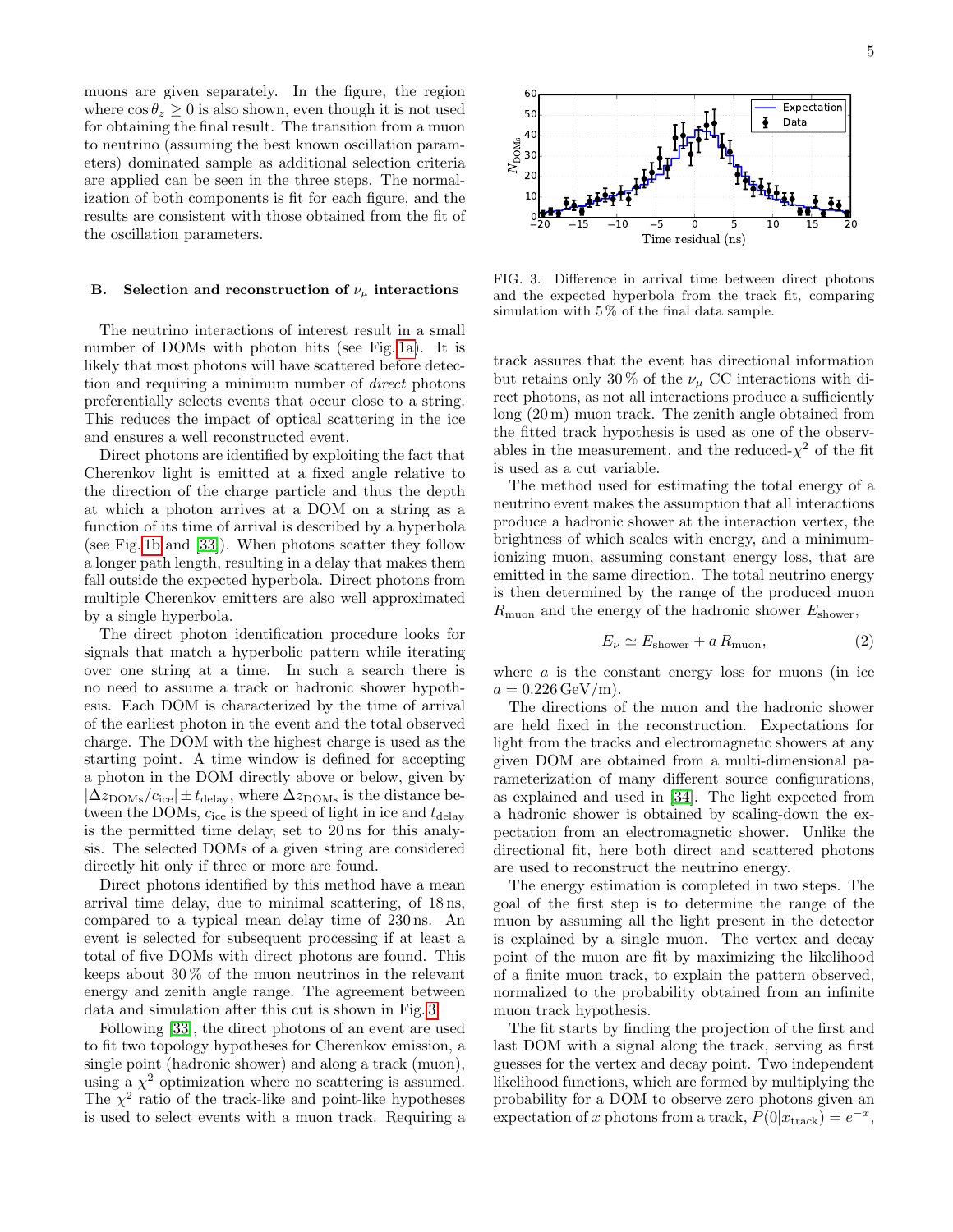muons are given separately. In the figure, the region where $\cos\theta_z \geq 0$ is also shown, even though it is not used for obtaining the final result. The transition from a muon to neutrino (assuming the best known oscillation parameters) dominated sample as additional selection criteria are applied can be seen in the three steps. The normalization of both components is fit for each figure, and the results are consistent with those obtained from the fit of the oscillation parameters.

### B. Selection and reconstruction of $\nu_\mu$ interactions

The neutrino interactions of interest result in a small number of DOMs with photon hits (see Fig. 1a). It is likely that most photons will have scattered before detection and requiring a minimum number of *direct* photons preferentially selects events that occur close to a string. This reduces the impact of optical scattering in the ice and ensures a well reconstructed event.

Direct photons are identified by exploiting the fact that Cherenkov light is emitted at a fixed angle relative to the direction of the charge particle and thus the depth at which a photon arrives at a DOM on a string as a function of its time of arrival is described by a hyperbola (see Fig. 1b and [33]). When photons scatter they follow a longer path length, resulting in a delay that makes them fall outside the expected hyperbola. Direct photons from multiple Cherenkov emitters are also well approximated by a single hyperbola.

The direct photon identification procedure looks for signals that match a hyperbolic pattern while iterating over one string at a time. In such a search there is no need to assume a track or hadronic shower hypothesis. Each DOM is characterized by the time of arrival of the earliest photon in the event and the total observed charge. The DOM with the highest charge is used as the starting point. A time window is defined for accepting a photon in the DOM directly above or below, given by $|\Delta z_{\mathrm{DOMs}}/c_{\mathrm{ice}}| \pm t_{\mathrm{delay}}$, where $\Delta z_{\mathrm{DOMs}}$ is the distance between the DOMs, $c_{\mathrm{ice}}$ is the speed of light in ice and $t_{\mathrm{delay}}$ is the permitted time delay, set to 20 ns for this analysis. The selected DOMs of a given string are considered directly hit only if three or more are found.

Direct photons identified by this method have a mean arrival time delay, due to minimal scattering, of 18 ns, compared to a typical mean delay time of 230 ns. An event is selected for subsequent processing if at least a total of five DOMs with direct photons are found. This keeps about 30 % of the muon neutrinos in the relevant energy and zenith angle range. The agreement between data and simulation after this cut is shown in Fig. 3.

Following [33], the direct photons of an event are used to fit two topology hypotheses for Cherenkov emission, a single point (hadronic shower) and along a track (muon), using a $\chi^2$ optimization where no scattering is assumed. The $\chi^2$ ratio of the track-like and point-like hypotheses is used to select events with a muon track. Requiring a track assures that the event has directional information but retains only 30 % of the $\nu_\mu$ CC interactions with direct photons, as not all interactions produce a sufficiently long (20 m) muon track. The zenith angle obtained from the fitted track hypothesis is used as one of the observables in the measurement, and the reduced-$\chi^2$ of the fit is used as a cut variable.

FIG. 3. Difference in arrival time between direct photons and the expected hyperbola from the track fit, comparing simulation with 5 % of the final data sample.

The method used for estimating the total energy of a neutrino event makes the assumption that all interactions produce a hadronic shower at the interaction vertex, the brightness of which scales with energy, and a minimum-ionizing muon, assuming constant energy loss, that are emitted in the same direction. The total neutrino energy is then determined by the range of the produced muon $R_{\mathrm{muon}}$ and the energy of the hadronic shower $E_{\mathrm{shower}}$,

$$E_\nu \simeq E_{\mathrm{shower}} + a\, R_{\mathrm{muon}}, \tag{2}$$

where $a$ is the constant energy loss for muons (in ice $a = 0.226\,\mathrm{GeV/m}$).

The directions of the muon and the hadronic shower are held fixed in the reconstruction. Expectations for light from the tracks and electromagnetic showers at any given DOM are obtained from a multi-dimensional parameterization of many different source configurations, as explained and used in [34]. The light expected from a hadronic shower is obtained by scaling-down the expectation from an electromagnetic shower. Unlike the directional fit, here both direct and scattered photons are used to reconstruct the neutrino energy.

The energy estimation is completed in two steps. The goal of the first step is to determine the range of the muon by assuming all the light present in the detector is explained by a single muon. The vertex and decay point of the muon are fit by maximizing the likelihood of a finite muon track, to explain the pattern observed, normalized to the probability obtained from an infinite muon track hypothesis.

The fit starts by finding the projection of the first and last DOM with a signal along the track, serving as first guesses for the vertex and decay point. Two independent likelihood functions, which are formed by multiplying the probability for a DOM to observe zero photons given an expectation of $x$ photons from a track, $P(0|x_{\mathrm{track}}) = e^{-x}$,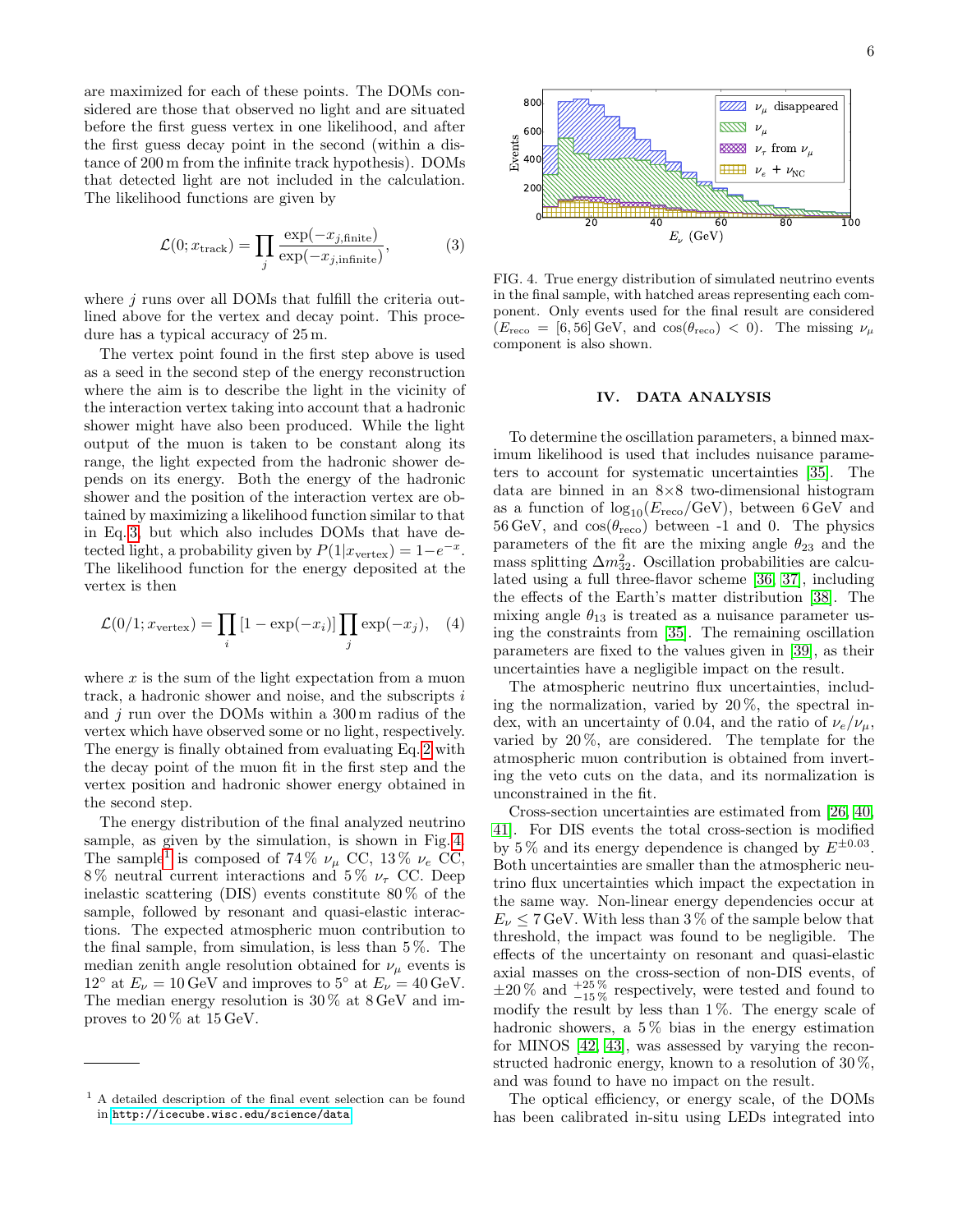are maximized for each of these points. The DOMs considered are those that observed no light and are situated before the first guess vertex in one likelihood, and after the first guess decay point in the second (within a distance of 200 m from the infinite track hypothesis). DOMs that detected light are not included in the calculation. The likelihood functions are given by

$$\mathcal{L}(0; x_{\mathrm{track}}) = \prod_j \frac{\exp(-x_{j,\mathrm{finite}})}{\exp(-x_{j,\mathrm{infinite}})}, \tag{3}$$

where $j$ runs over all DOMs that fulfill the criteria outlined above for the vertex and decay point. This procedure has a typical accuracy of 25 m.

The vertex point found in the first step above is used as a seed in the second step of the energy reconstruction where the aim is to describe the light in the vicinity of the interaction vertex taking into account that a hadronic shower might have also been produced. While the light output of the muon is taken to be constant along its range, the light expected from the hadronic shower depends on its energy. Both the energy of the hadronic shower and the position of the interaction vertex are obtained by maximizing a likelihood function similar to that in Eq. 3, but which also includes DOMs that have detected light, a probability given by $P(1|x_{\mathrm{vertex}}) = 1 - e^{-x}$. The likelihood function for the energy deposited at the vertex is then

$$\mathcal{L}(0/1; x_{\mathrm{vertex}}) = \prod_i \left[1 - \exp(-x_i)\right] \prod_j \exp(-x_j), \tag{4}$$

where $x$ is the sum of the light expectation from a muon track, a hadronic shower and noise, and the subscripts $i$ and $j$ run over the DOMs within a 300 m radius of the vertex which have observed some or no light, respectively. The energy is finally obtained from evaluating Eq. 2 with the decay point of the muon fit in the first step and the vertex position and hadronic shower energy obtained in the second step.

The energy distribution of the final analyzed neutrino sample, as given by the simulation, is shown in Fig. 4. The sample[1] is composed of 74 % $\nu_\mu$ CC, 13 % $\nu_e$ CC, 8 % neutral current interactions and 5 % $\nu_\tau$ CC. Deep inelastic scattering (DIS) events constitute 80 % of the sample, followed by resonant and quasi-elastic interactions. The expected atmospheric muon contribution to the final sample, from simulation, is less than 5 %. The median zenith angle resolution obtained for $\nu_\mu$ events is 12° at $E_\nu = 10$ GeV and improves to 5° at $E_\nu = 40$ GeV. The median energy resolution is 30 % at 8 GeV and improves to 20 % at 15 GeV.

[1] A detailed description of the final event selection can be found in http://icecube.wisc.edu/science/data

FIG. 4. True energy distribution of simulated neutrino events in the final sample, with hatched areas representing each component. Only events used for the final result are considered ($E_{\mathrm{reco}} = [6, 56]$ GeV, and $\cos(\theta_{\mathrm{reco}}) < 0$). The missing $\nu_\mu$ component is also shown.

## IV. DATA ANALYSIS

To determine the oscillation parameters, a binned maximum likelihood is used that includes nuisance parameters to account for systematic uncertainties [35]. The data are binned in an 8×8 two-dimensional histogram as a function of $\log_{10}(E_{\mathrm{reco}}/\mathrm{GeV})$, between 6 GeV and 56 GeV, and $\cos(\theta_{\mathrm{reco}})$ between -1 and 0. The physics parameters of the fit are the mixing angle $\theta_{23}$ and the mass splitting $\Delta m^2_{32}$. Oscillation probabilities are calculated using a full three-flavor scheme [36, 37], including the effects of the Earth's matter distribution [38]. The mixing angle $\theta_{13}$ is treated as a nuisance parameter using the constraints from [35]. The remaining oscillation parameters are fixed to the values given in [39], as their uncertainties have a negligible impact on the result.

The atmospheric neutrino flux uncertainties, including the normalization, varied by 20 %, the spectral index, with an uncertainty of 0.04, and the ratio of $\nu_e/\nu_\mu$, varied by 20 %, are considered. The template for the atmospheric muon contribution is obtained from inverting the veto cuts on the data, and its normalization is unconstrained in the fit.

Cross-section uncertainties are estimated from [26, 40, 41]. For DIS events the total cross-section is modified by 5 % and its energy dependence is changed by $E^{\pm 0.03}$. Both uncertainties are smaller than the atmospheric neutrino flux uncertainties which impact the expectation in the same way. Non-linear energy dependencies occur at $E_\nu \leq 7$ GeV. With less than 3 % of the sample below that threshold, the impact was found to be negligible. The effects of the uncertainty on resonant and quasi-elastic axial masses on the cross-section of non-DIS events, of $\pm 20\,\%$ and $^{+25\,\%}_{-15\,\%}$ respectively, were tested and found to modify the result by less than 1 %. The energy scale of hadronic showers, a 5 % bias in the energy estimation for MINOS [42, 43], was assessed by varying the reconstructed hadronic energy, known to a resolution of 30 %, and was found to have no impact on the result.

The optical efficiency, or energy scale, of the DOMs has been calibrated in-situ using LEDs integrated into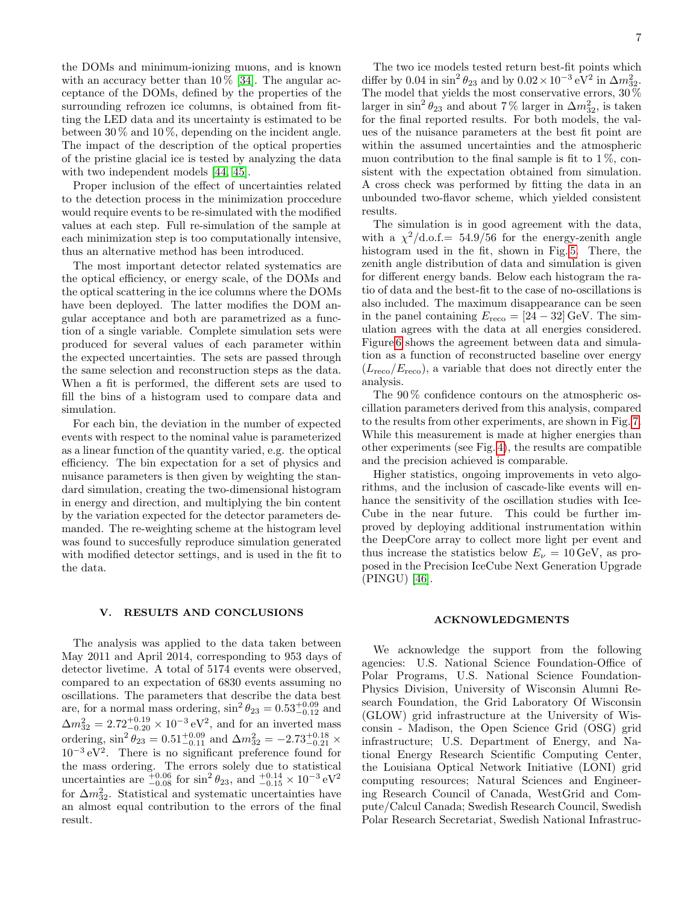the DOMs and minimum-ionizing muons, and is known with an accuracy better than 10 % [34]. The angular acceptance of the DOMs, defined by the properties of the surrounding refrozen ice columns, is obtained from fitting the LED data and its uncertainty is estimated to be between 30 % and 10 %, depending on the incident angle. The impact of the description of the optical properties of the pristine glacial ice is tested by analyzing the data with two independent models [44, 45].

Proper inclusion of the effect of uncertainties related to the detection process in the minimization proccedure would require events to be re-simulated with the modified values at each step. Full re-simulation of the sample at each minimization step is too computationally intensive, thus an alternative method has been introduced.

The most important detector related systematics are the optical efficiency, or energy scale, of the DOMs and the optical scattering in the ice columns where the DOMs have been deployed. The latter modifies the DOM angular acceptance and both are parametrized as a function of a single variable. Complete simulation sets were produced for several values of each parameter within the expected uncertainties. The sets are passed through the same selection and reconstruction steps as the data. When a fit is performed, the different sets are used to fill the bins of a histogram used to compare data and simulation.

For each bin, the deviation in the number of expected events with respect to the nominal value is parameterized as a linear function of the quantity varied, e.g. the optical efficiency. The bin expectation for a set of physics and nuisance parameters is then given by weighting the standard simulation, creating the two-dimensional histogram in energy and direction, and multiplying the bin content by the variation expected for the detector parameters demanded. The re-weighting scheme at the histogram level was found to succesfully reproduce simulation generated with modified detector settings, and is used in the fit to the data.

## V. RESULTS AND CONCLUSIONS

The analysis was applied to the data taken between May 2011 and April 2014, corresponding to 953 days of detector livetime. A total of 5174 events were observed, compared to an expectation of 6830 events assuming no oscillations. The parameters that describe the data best are, for a normal mass ordering, $\sin^2\theta_{23} = 0.53^{+0.09}_{-0.12}$ and $\Delta m^2_{32} = 2.72^{+0.19}_{-0.20} \times 10^{-3}\,\mathrm{eV}^2$, and for an inverted mass ordering, $\sin^2\theta_{23} = 0.51^{+0.09}_{-0.11}$ and $\Delta m^2_{32} = -2.73^{+0.18}_{-0.21} \times 10^{-3}\,\mathrm{eV}^2$. There is no significant preference found for the mass ordering. The errors solely due to statistical uncertainties are $^{+0.06}_{-0.08}$ for $\sin^2\theta_{23}$, and $^{+0.14}_{-0.15} \times 10^{-3}\,\mathrm{eV}^2$ for $\Delta m^2_{32}$. Statistical and systematic uncertainties have an almost equal contribution to the errors of the final result.

The two ice models tested return best-fit points which differ by 0.04 in $\sin^2\theta_{23}$ and by $0.02 \times 10^{-3}\,\mathrm{eV}^2$ in $\Delta m^2_{32}$. The model that yields the most conservative errors, 30 % larger in $\sin^2\theta_{23}$ and about 7 % larger in $\Delta m^2_{32}$, is taken for the final reported results. For both models, the values of the nuisance parameters at the best fit point are within the assumed uncertainties and the atmospheric muon contribution to the final sample is fit to 1 %, consistent with the expectation obtained from simulation. A cross check was performed by fitting the data in an unbounded two-flavor scheme, which yielded consistent results.

The simulation is in good agreement with the data, with a $\chi^2$/d.o.f.= 54.9/56 for the energy-zenith angle histogram used in the fit, shown in Fig. 5. There, the zenith angle distribution of data and simulation is given for different energy bands. Below each histogram the ratio of data and the best-fit to the case of no-oscillations is also included. The maximum disappearance can be seen in the panel containing $E_{\mathrm{reco}} = [24 - 32]\,\mathrm{GeV}$. The simulation agrees with the data at all energies considered. Figure 6 shows the agreement between data and simulation as a function of reconstructed baseline over energy ($L_{\mathrm{reco}}/E_{\mathrm{reco}}$), a variable that does not directly enter the analysis.

The 90 % confidence contours on the atmospheric oscillation parameters derived from this analysis, compared to the results from other experiments, are shown in Fig. 7. While this measurement is made at higher energies than other experiments (see Fig. 4), the results are compatible and the precision achieved is comparable.

Higher statistics, ongoing improvements in veto algorithms, and the inclusion of cascade-like events will enhance the sensitivity of the oscillation studies with IceCube in the near future. This could be further improved by deploying additional instrumentation within the DeepCore array to collect more light per event and thus increase the statistics below $E_\nu = 10\,\mathrm{GeV}$, as proposed in the Precision IceCube Next Generation Upgrade (PINGU) [46].

## ACKNOWLEDGMENTS

We acknowledge the support from the following agencies: U.S. National Science Foundation-Office of Polar Programs, U.S. National Science Foundation-Physics Division, University of Wisconsin Alumni Research Foundation, the Grid Laboratory Of Wisconsin (GLOW) grid infrastructure at the University of Wisconsin - Madison, the Open Science Grid (OSG) grid infrastructure; U.S. Department of Energy, and National Energy Research Scientific Computing Center, the Louisiana Optical Network Initiative (LONI) grid computing resources; Natural Sciences and Engineering Research Council of Canada, WestGrid and Compute/Calcul Canada; Swedish Research Council, Swedish Polar Research Secretariat, Swedish National Infrastruc-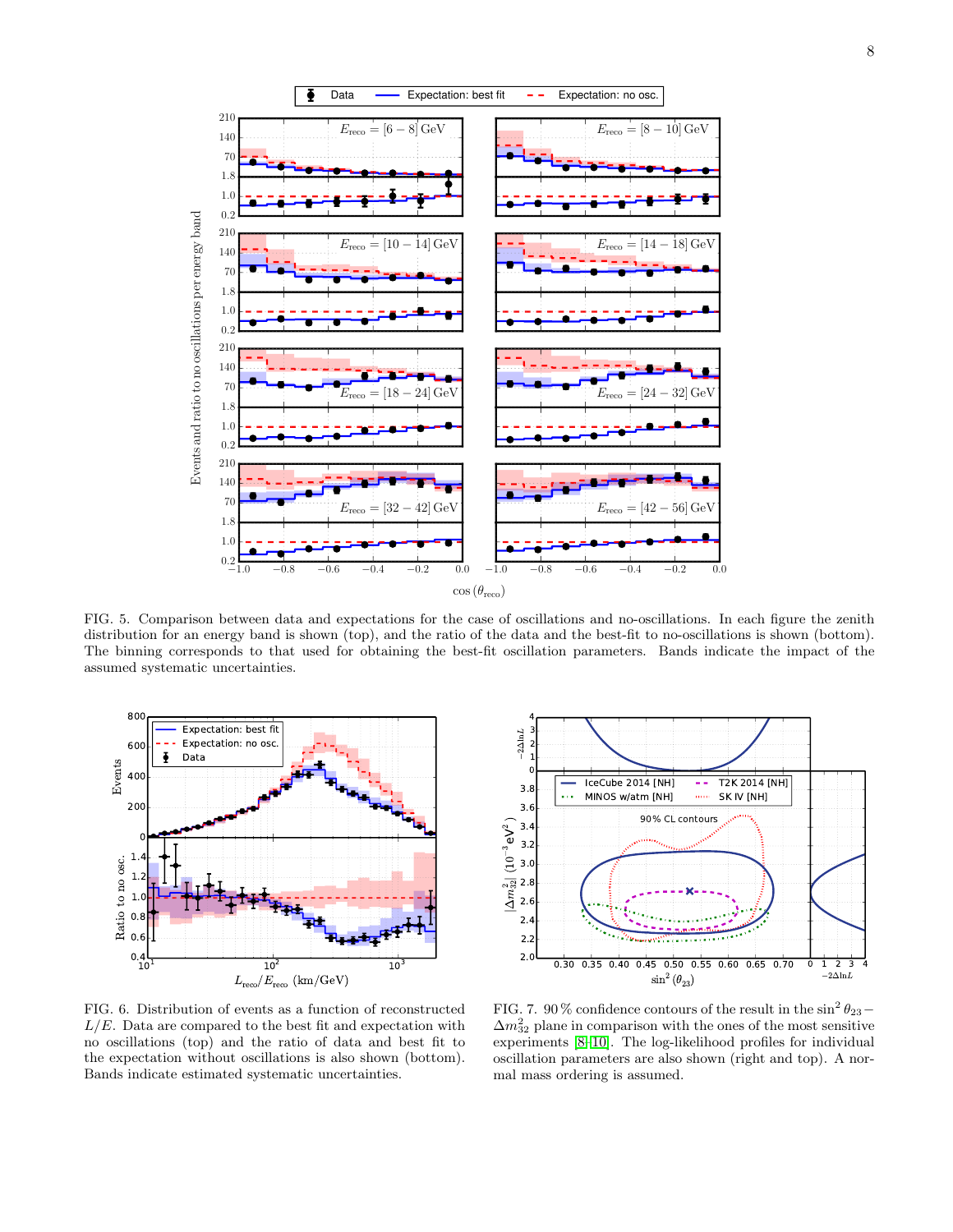FIG. 5. Comparison between data and expectations for the case of oscillations and no-oscillations. In each figure the zenith distribution for an energy band is shown (top), and the ratio of the data and the best-fit to no-oscillations is shown (bottom). The binning corresponds to that used for obtaining the best-fit oscillation parameters. Bands indicate the impact of the assumed systematic uncertainties.

FIG. 6. Distribution of events as a function of reconstructed $L/E$. Data are compared to the best fit and expectation with no oscillations (top) and the ratio of data and best fit to the expectation without oscillations is also shown (bottom). Bands indicate estimated systematic uncertainties.

FIG. 7. 90 % confidence contours of the result in the $\sin^2\theta_{23}-\Delta m^2_{32}$ plane in comparison with the ones of the most sensitive experiments [8–10]. The log-likelihood profiles for individual oscillation parameters are also shown (right and top). A normal mass ordering is assumed.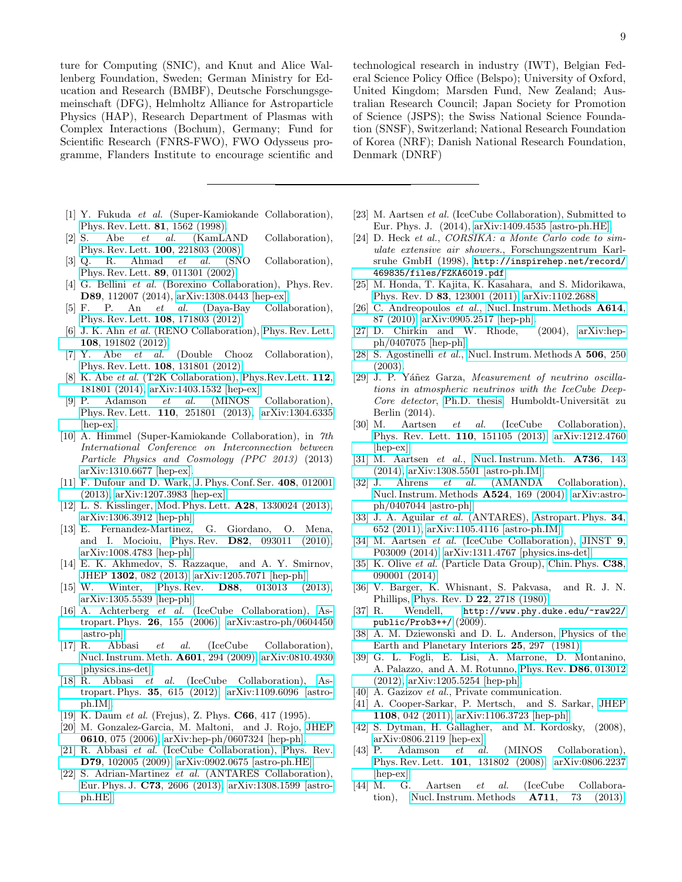ture for Computing (SNIC), and Knut and Alice Wallenberg Foundation, Sweden; German Ministry for Education and Research (BMBF), Deutsche Forschungsgemeinschaft (DFG), Helmholtz Alliance for Astroparticle Physics (HAP), Research Department of Plasmas with Complex Interactions (Bochum), Germany; Fund for Scientific Research (FNRS-FWO), FWO Odysseus programme, Flanders Institute to encourage scientific and technological research in industry (IWT), Belgian Federal Science Policy Office (Belspo); University of Oxford, United Kingdom; Marsden Fund, New Zealand; Australian Research Council; Japan Society for Promotion of Science (JSPS); the Swiss National Science Foundation (SNSF), Switzerland; National Research Foundation of Korea (NRF); Danish National Research Foundation, Denmark (DNRF)

---

[1] Y. Fukuda *et al.* (Super-Kamiokande Collaboration), Phys. Rev. Lett. **81**, 1562 (1998).

[2] S. Abe *et al.* (KamLAND Collaboration), Phys. Rev. Lett. **100**, 221803 (2008).

[3] Q. R. Ahmad *et al.* (SNO Collaboration), Phys. Rev. Lett. **89**, 011301 (2002).

[4] G. Bellini *et al.* (Borexino Collaboration), Phys. Rev. **D89**, 112007 (2014), arXiv:1308.0443 [hep-ex].

[5] F. P. An *et al.* (Daya-Bay Collaboration), Phys. Rev. Lett. **108**, 171803 (2012).

[6] J. K. Ahn *et al.* (RENO Collaboration), Phys. Rev. Lett. **108**, 191802 (2012).

[7] Y. Abe *et al.* (Double Chooz Collaboration), Phys. Rev. Lett. **108**, 131801 (2012).

[8] K. Abe *et al.* (T2K Collaboration), Phys.Rev.Lett. **112**, 181801 (2014), arXiv:1403.1532 [hep-ex].

[9] P. Adamson *et al.* (MINOS Collaboration), Phys. Rev. Lett. **110**, 251801 (2013), arXiv:1304.6335 [hep-ex].

[10] A. Himmel (Super-Kamiokande Collaboration), in *7th International Conference on Interconnection between Particle Physics and Cosmology (PPC 2013)* (2013) arXiv:1310.6677 [hep-ex].

[11] F. Dufour and D. Wark, J. Phys. Conf. Ser. **408**, 012001 (2013), arXiv:1207.3983 [hep-ex].

[12] L. S. Kisslinger, Mod. Phys. Lett. **A28**, 1330024 (2013), arXiv:1306.3912 [hep-ph].

[13] E. Fernandez-Martinez, G. Giordano, O. Mena, and I. Mocioiu, Phys. Rev. **D82**, 093011 (2010), arXiv:1008.4783 [hep-ph].

[14] E. K. Akhmedov, S. Razzaque, and A. Y. Smirnov, JHEP **1302**, 082 (2013), arXiv:1205.7071 [hep-ph].

[15] W. Winter, Phys. Rev. **D88**, 013013 (2013), arXiv:1305.5539 [hep-ph].

[16] A. Achterberg *et al.* (IceCube Collaboration), Astropart. Phys. **26**, 155 (2006), arXiv:astro-ph/0604450 [astro-ph].

[17] R. Abbasi *et al.* (IceCube Collaboration), Nucl. Instrum. Meth. **A601**, 294 (2009), arXiv:0810.4930 [physics.ins-det].

[18] R. Abbasi *et al.* (IceCube Collaboration), Astropart. Phys. **35**, 615 (2012), arXiv:1109.6096 [astro-ph.IM].

[19] K. Daum *et al.* (Frejus), Z. Phys. **C66**, 417 (1995).

[20] M. Gonzalez-Garcia, M. Maltoni, and J. Rojo, JHEP **0610**, 075 (2006), arXiv:hep-ph/0607324 [hep-ph].

[21] R. Abbasi *et al.* (IceCube Collaboration), Phys. Rev. **D79**, 102005 (2009), arXiv:0902.0675 [astro-ph.HE].

[22] S. Adrian-Martinez *et al.* (ANTARES Collaboration), Eur. Phys. J. **C73**, 2606 (2013), arXiv:1308.1599 [astro-ph.HE].

[23] M. Aartsen *et al.* (IceCube Collaboration), Submitted to Eur. Phys. J. (2014), arXiv:1409.4535 [astro-ph.HE].

[24] D. Heck *et al.*, *CORSIKA: a Monte Carlo code to simulate extensive air showers.*, Forschungszentrum Karlsruhe GmbH (1998), `http://inspirehep.net/record/469835/files/FZKA6019.pdf`.

[25] M. Honda, T. Kajita, K. Kasahara, and S. Midorikawa, Phys. Rev. D **83**, 123001 (2011), arXiv:1102.2688.

[26] C. Andreopoulos *et al.*, Nucl. Instrum. Methods **A614**, 87 (2010), arXiv:0905.2517 [hep-ph].

[27] D. Chirkin and W. Rhode, (2004), arXiv:hep-ph/0407075 [hep-ph].

[28] S. Agostinelli *et al.*, Nucl. Instrum. Methods A **506**, 250 (2003).

[29] J. P. Yáñez Garza, *Measurement of neutrino oscillations in atmospheric neutrinos with the IceCube DeepCore detector*, Ph.D. thesis, Humboldt-Universität zu Berlin (2014).

[30] M. Aartsen *et al.* (IceCube Collaboration), Phys. Rev. Lett. **110**, 151105 (2013), arXiv:1212.4760 [hep-ex].

[31] M. Aartsen *et al.*, Nucl. Instrum. Meth. **A736**, 143 (2014), arXiv:1308.5501 [astro-ph.IM].

[32] J. Ahrens *et al.* (AMANDA Collaboration), Nucl. Instrum. Methods **A524**, 169 (2004), arXiv:astro-ph/0407044 [astro-ph].

[33] J. A. Aguilar *et al.* (ANTARES), Astropart. Phys. **34**, 652 (2011), arXiv:1105.4116 [astro-ph.IM].

[34] M. Aartsen *et al.* (IceCube Collaboration), JINST **9**, P03009 (2014), arXiv:1311.4767 [physics.ins-det].

[35] K. Olive *et al.* (Particle Data Group), Chin. Phys. **C38**, 090001 (2014).

[36] V. Barger, K. Whisnant, S. Pakvasa, and R. J. N. Phillips, Phys. Rev. D **22**, 2718 (1980).

[37] R. Wendell, `http://www.phy.duke.edu/~raw22/public/Prob3++/` (2009).

[38] A. M. Dziewonski and D. L. Anderson, Physics of the Earth and Planetary Interiors **25**, 297 (1981).

[39] G. L. Fogli, E. Lisi, A. Marrone, D. Montanino, A. Palazzo, and A. M. Rotunno, Phys. Rev. **D86**, 013012 (2012), arXiv:1205.5254 [hep-ph].

[40] A. Gazizov *et al.*, Private communication.

[41] A. Cooper-Sarkar, P. Mertsch, and S. Sarkar, JHEP **1108**, 042 (2011), arXiv:1106.3723 [hep-ph].

[42] S. Dytman, H. Gallagher, and M. Kordosky, (2008), arXiv:0806.2119 [hep-ex].

[43] P. Adamson *et al.* (MINOS Collaboration), Phys. Rev. Lett. **101**, 131802 (2008), arXiv:0806.2237 [hep-ex].

[44] M. G. Aartsen *et al.* (IceCube Collaboration), Nucl. Instrum. Methods **A711**, 73 (2013),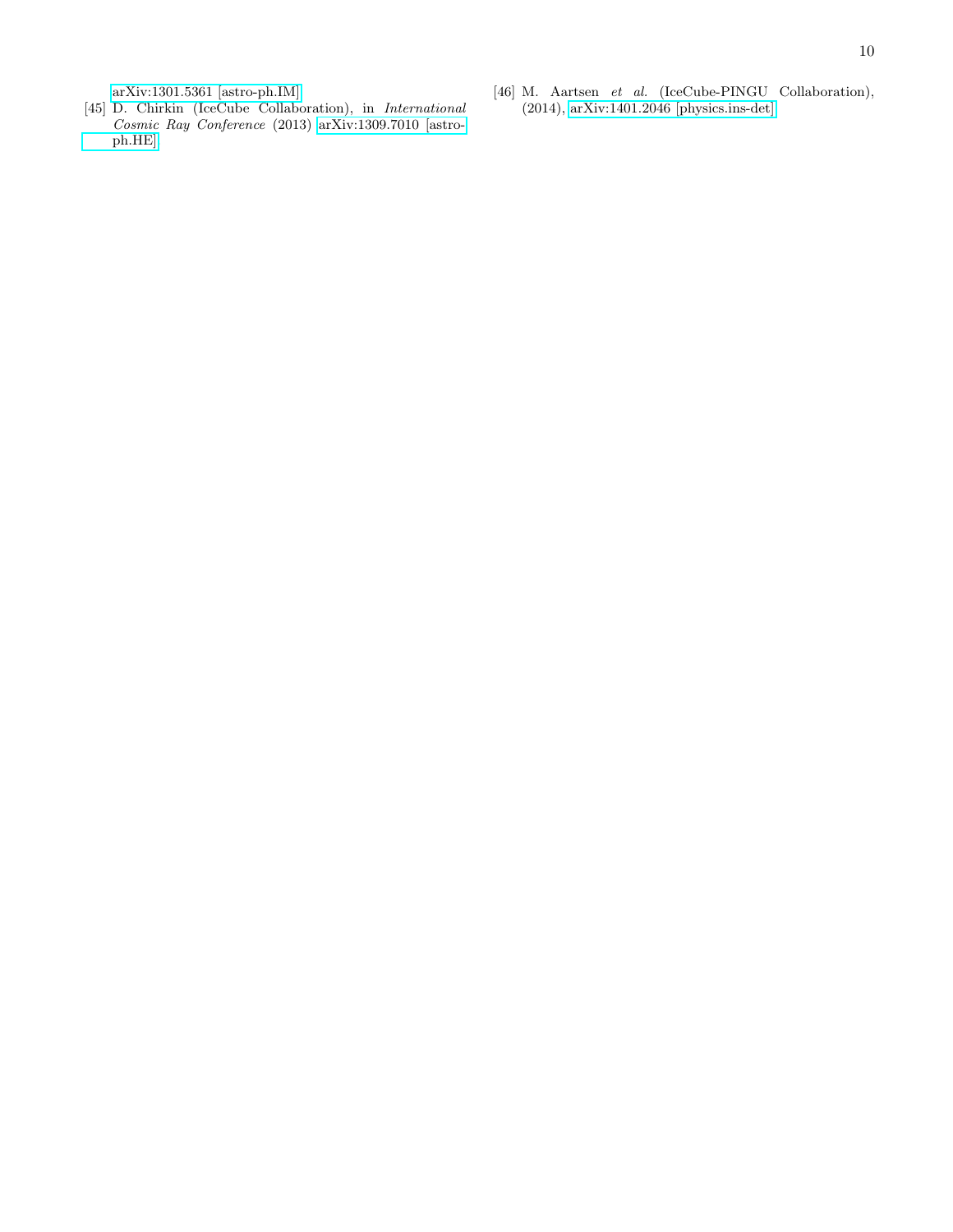arXiv:1301.5361 [astro-ph.IM]

[45] D. Chirkin (IceCube Collaboration), in *International Cosmic Ray Conference* (2013) arXiv:1309.7010 [astro-ph.HE]

[46] M. Aartsen *et al.* (IceCube-PINGU Collaboration), (2014), arXiv:1401.2046 [physics.ins-det]